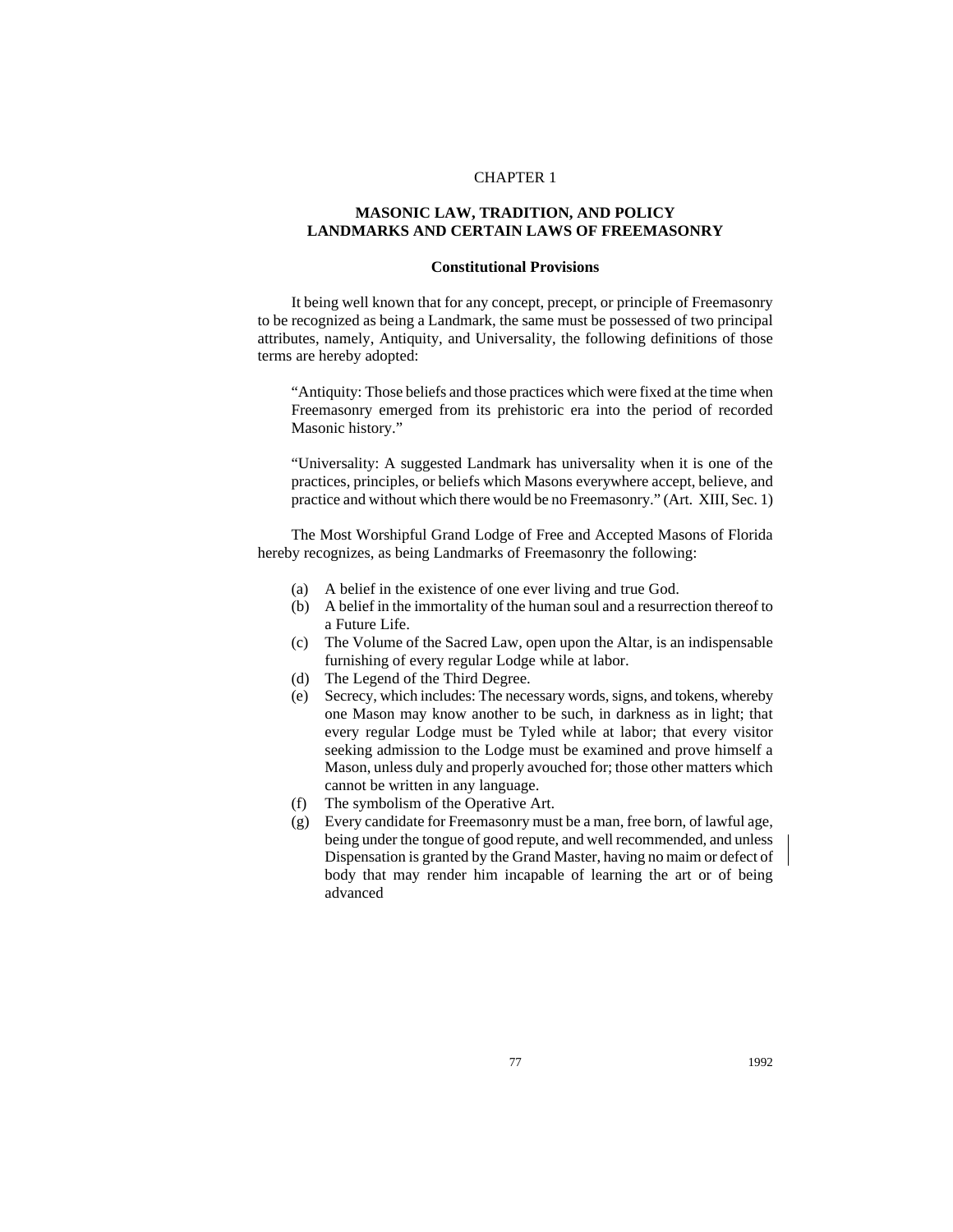# CHAPTER 1

## MASONIC LAW, TRADITION, AND POLICY
## LANDMARKS AND CERTAIN LAWS OF FREEMASONRY

### Constitutional Provisions

It being well known that for any concept, precept, or principle of Freemasonry to be recognized as being a Landmark, the same must be possessed of two principal attributes, namely, Antiquity, and Universality, the following definitions of those terms are hereby adopted:

> "Antiquity: Those beliefs and those practices which were fixed at the time when Freemasonry emerged from its prehistoric era into the period of recorded Masonic history."
>
> "Universality: A suggested Landmark has universality when it is one of the practices, principles, or beliefs which Masons everywhere accept, believe, and practice and without which there would be no Freemasonry." (Art. XIII, Sec. 1)

The Most Worshipful Grand Lodge of Free and Accepted Masons of Florida hereby recognizes, as being Landmarks of Freemasonry the following:

- (a) A belief in the existence of one ever living and true God.
- (b) A belief in the immortality of the human soul and a resurrection thereof to a Future Life.
- (c) The Volume of the Sacred Law, open upon the Altar, is an indispensable furnishing of every regular Lodge while at labor.
- (d) The Legend of the Third Degree.
- (e) Secrecy, which includes: The necessary words, signs, and tokens, whereby one Mason may know another to be such, in darkness as in light; that every regular Lodge must be Tyled while at labor; that every visitor seeking admission to the Lodge must be examined and prove himself a Mason, unless duly and properly avouched for; those other matters which cannot be written in any language.
- (f) The symbolism of the Operative Art.
- (g) Every candidate for Freemasonry must be a man, free born, of lawful age, being under the tongue of good repute, and well recommended, and unless Dispensation is granted by the Grand Master, having no maim or defect of body that may render him incapable of learning the art or of being advanced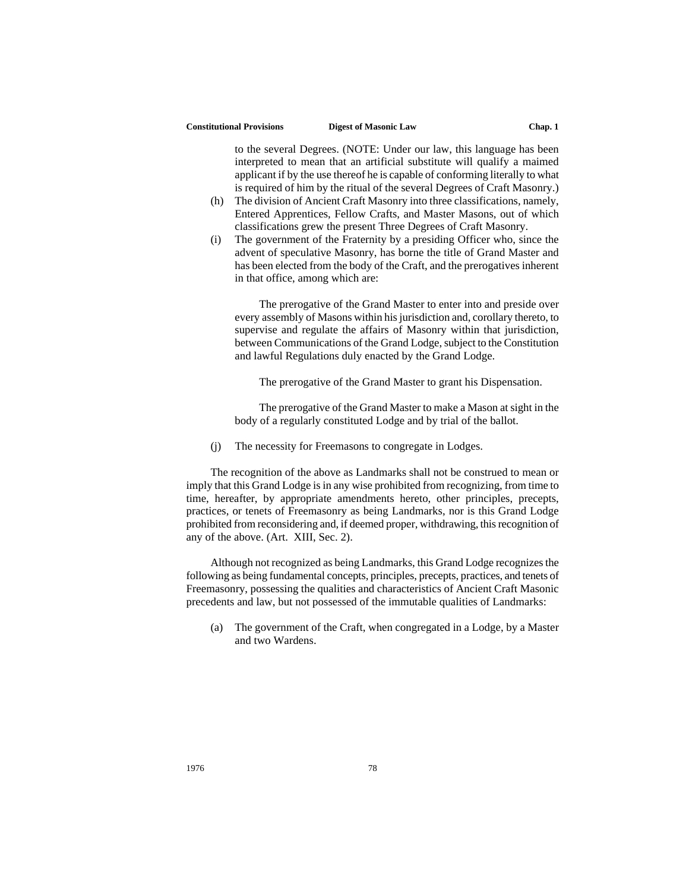to the several Degrees. (NOTE: Under our law, this language has been interpreted to mean that an artificial substitute will qualify a maimed applicant if by the use thereof he is capable of conforming literally to what is required of him by the ritual of the several Degrees of Craft Masonry.)

(h) The division of Ancient Craft Masonry into three classifications, namely, Entered Apprentices, Fellow Crafts, and Master Masons, out of which classifications grew the present Three Degrees of Craft Masonry.

(i) The government of the Fraternity by a presiding Officer who, since the advent of speculative Masonry, has borne the title of Grand Master and has been elected from the body of the Craft, and the prerogatives inherent in that office, among which are:

The prerogative of the Grand Master to enter into and preside over every assembly of Masons within his jurisdiction and, corollary thereto, to supervise and regulate the affairs of Masonry within that jurisdiction, between Communications of the Grand Lodge, subject to the Constitution and lawful Regulations duly enacted by the Grand Lodge.

The prerogative of the Grand Master to grant his Dispensation.

The prerogative of the Grand Master to make a Mason at sight in the body of a regularly constituted Lodge and by trial of the ballot.

(j) The necessity for Freemasons to congregate in Lodges.

The recognition of the above as Landmarks shall not be construed to mean or imply that this Grand Lodge is in any wise prohibited from recognizing, from time to time, hereafter, by appropriate amendments hereto, other principles, precepts, practices, or tenets of Freemasonry as being Landmarks, nor is this Grand Lodge prohibited from reconsidering and, if deemed proper, withdrawing, this recognition of any of the above. (Art. XIII, Sec. 2).

Although not recognized as being Landmarks, this Grand Lodge recognizes the following as being fundamental concepts, principles, precepts, practices, and tenets of Freemasonry, possessing the qualities and characteristics of Ancient Craft Masonic precedents and law, but not possessed of the immutable qualities of Landmarks:

(a) The government of the Craft, when congregated in a Lodge, by a Master and two Wardens.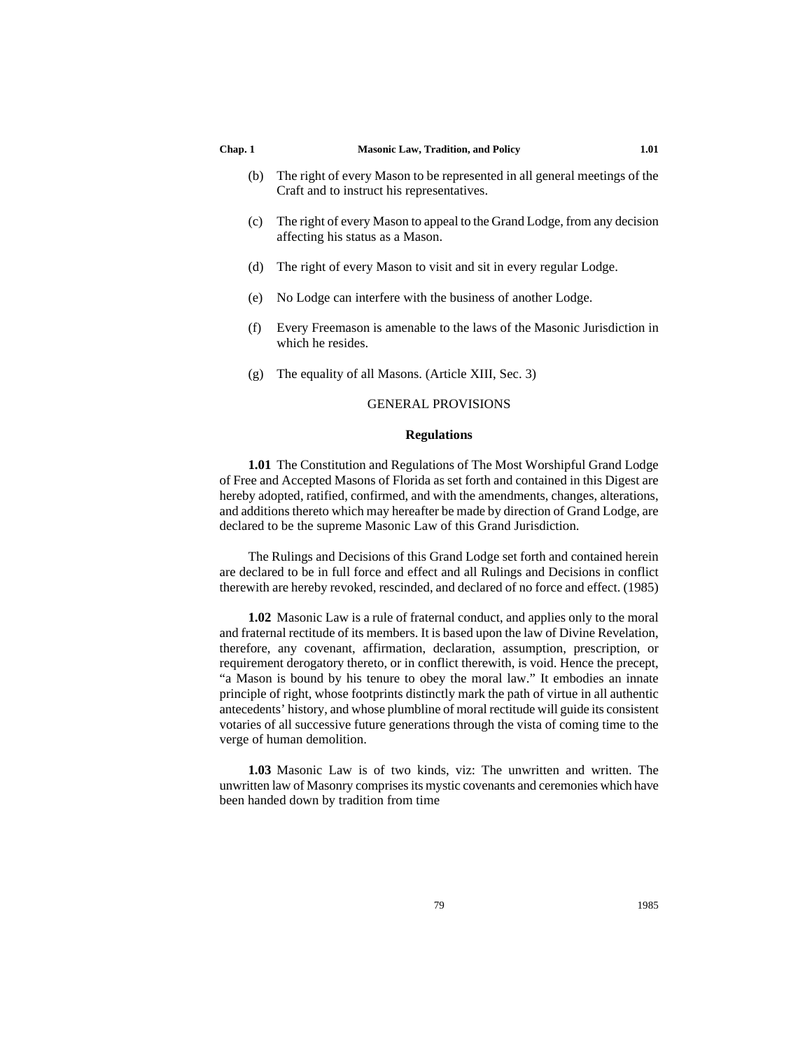(b) The right of every Mason to be represented in all general meetings of the Craft and to instruct his representatives.

(c) The right of every Mason to appeal to the Grand Lodge, from any decision affecting his status as a Mason.

(d) The right of every Mason to visit and sit in every regular Lodge.

(e) No Lodge can interfere with the business of another Lodge.

(f) Every Freemason is amenable to the laws of the Masonic Jurisdiction in which he resides.

(g) The equality of all Masons. (Article XIII, Sec. 3)

## GENERAL PROVISIONS

### Regulations

**1.01** The Constitution and Regulations of The Most Worshipful Grand Lodge of Free and Accepted Masons of Florida as set forth and contained in this Digest are hereby adopted, ratified, confirmed, and with the amendments, changes, alterations, and additions thereto which may hereafter be made by direction of Grand Lodge, are declared to be the supreme Masonic Law of this Grand Jurisdiction.

The Rulings and Decisions of this Grand Lodge set forth and contained herein are declared to be in full force and effect and all Rulings and Decisions in conflict therewith are hereby revoked, rescinded, and declared of no force and effect. (1985)

**1.02** Masonic Law is a rule of fraternal conduct, and applies only to the moral and fraternal rectitude of its members. It is based upon the law of Divine Revelation, therefore, any covenant, affirmation, declaration, assumption, prescription, or requirement derogatory thereto, or in conflict therewith, is void. Hence the precept, "a Mason is bound by his tenure to obey the moral law." It embodies an innate principle of right, whose footprints distinctly mark the path of virtue in all authentic antecedents' history, and whose plumbline of moral rectitude will guide its consistent votaries of all successive future generations through the vista of coming time to the verge of human demolition.

**1.03** Masonic Law is of two kinds, viz: The unwritten and written. The unwritten law of Masonry comprises its mystic covenants and ceremonies which have been handed down by tradition from time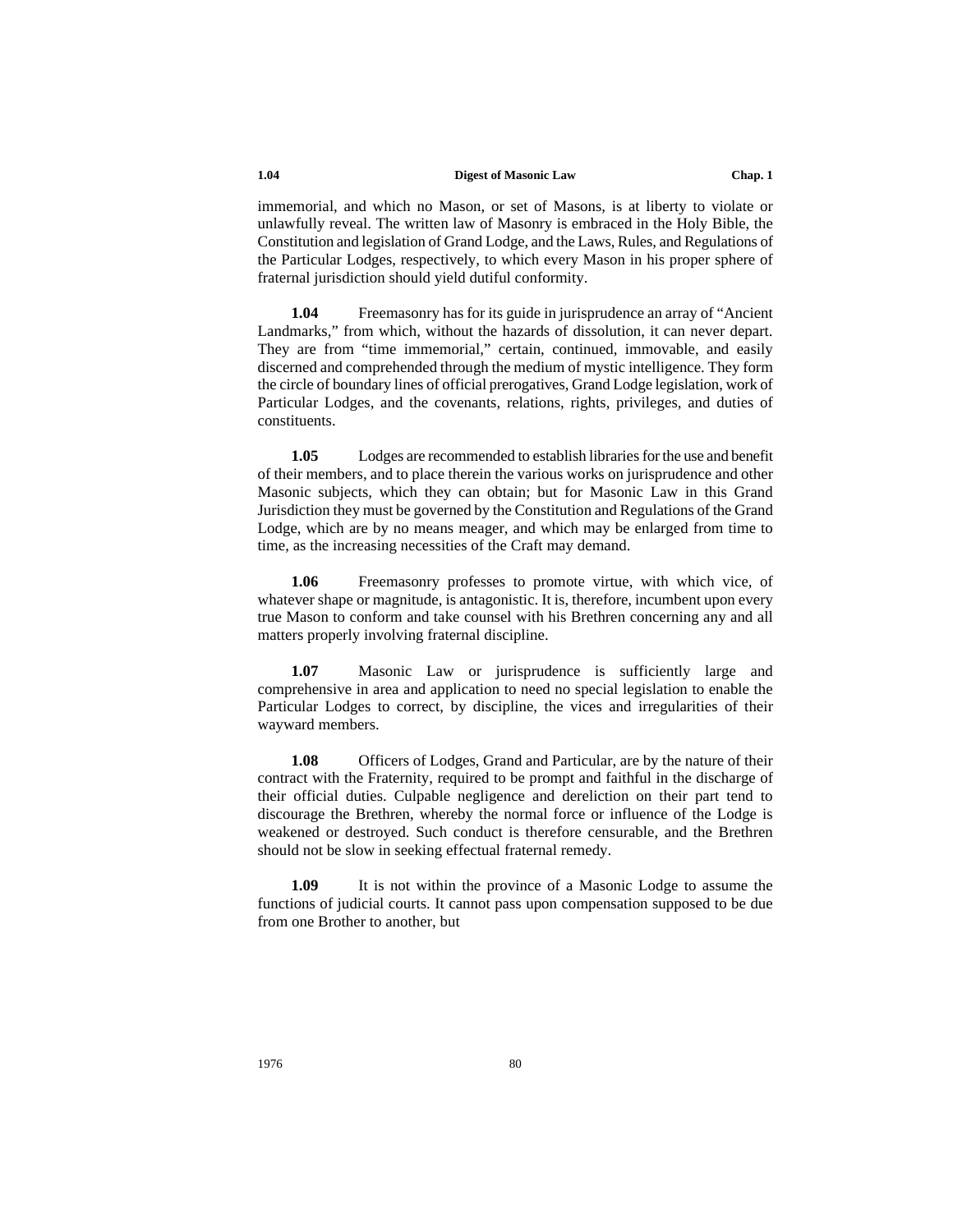immemorial, and which no Mason, or set of Masons, is at liberty to violate or unlawfully reveal. The written law of Masonry is embraced in the Holy Bible, the Constitution and legislation of Grand Lodge, and the Laws, Rules, and Regulations of the Particular Lodges, respectively, to which every Mason in his proper sphere of fraternal jurisdiction should yield dutiful conformity.

**1.04** Freemasonry has for its guide in jurisprudence an array of "Ancient Landmarks," from which, without the hazards of dissolution, it can never depart. They are from "time immemorial," certain, continued, immovable, and easily discerned and comprehended through the medium of mystic intelligence. They form the circle of boundary lines of official prerogatives, Grand Lodge legislation, work of Particular Lodges, and the covenants, relations, rights, privileges, and duties of constituents.

**1.05** Lodges are recommended to establish libraries for the use and benefit of their members, and to place therein the various works on jurisprudence and other Masonic subjects, which they can obtain; but for Masonic Law in this Grand Jurisdiction they must be governed by the Constitution and Regulations of the Grand Lodge, which are by no means meager, and which may be enlarged from time to time, as the increasing necessities of the Craft may demand.

**1.06** Freemasonry professes to promote virtue, with which vice, of whatever shape or magnitude, is antagonistic. It is, therefore, incumbent upon every true Mason to conform and take counsel with his Brethren concerning any and all matters properly involving fraternal discipline.

**1.07** Masonic Law or jurisprudence is sufficiently large and comprehensive in area and application to need no special legislation to enable the Particular Lodges to correct, by discipline, the vices and irregularities of their wayward members.

**1.08** Officers of Lodges, Grand and Particular, are by the nature of their contract with the Fraternity, required to be prompt and faithful in the discharge of their official duties. Culpable negligence and dereliction on their part tend to discourage the Brethren, whereby the normal force or influence of the Lodge is weakened or destroyed. Such conduct is therefore censurable, and the Brethren should not be slow in seeking effectual fraternal remedy.

**1.09** It is not within the province of a Masonic Lodge to assume the functions of judicial courts. It cannot pass upon compensation supposed to be due from one Brother to another, but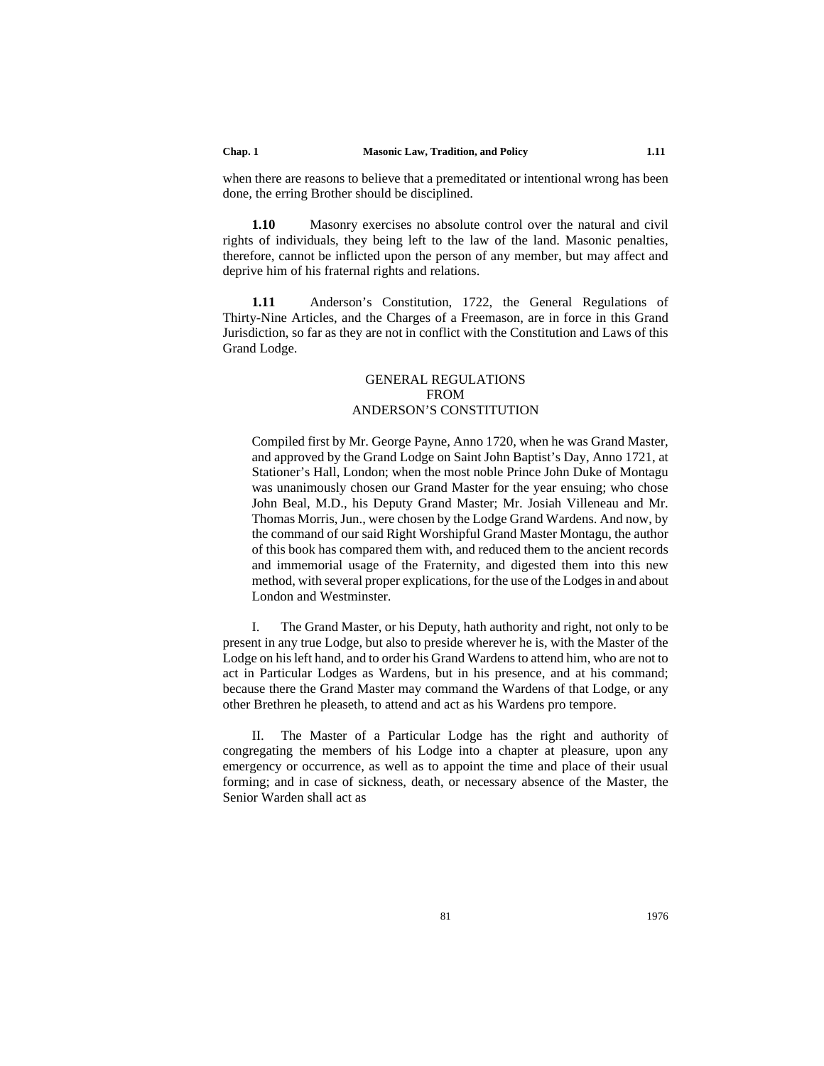when there are reasons to believe that a premeditated or intentional wrong has been done, the erring Brother should be disciplined.

**1.10** Masonry exercises no absolute control over the natural and civil rights of individuals, they being left to the law of the land. Masonic penalties, therefore, cannot be inflicted upon the person of any member, but may affect and deprive him of his fraternal rights and relations.

**1.11** Anderson's Constitution, 1722, the General Regulations of Thirty-Nine Articles, and the Charges of a Freemason, are in force in this Grand Jurisdiction, so far as they are not in conflict with the Constitution and Laws of this Grand Lodge.

## GENERAL REGULATIONS FROM ANDERSON'S CONSTITUTION

Compiled first by Mr. George Payne, Anno 1720, when he was Grand Master, and approved by the Grand Lodge on Saint John Baptist's Day, Anno 1721, at Stationer's Hall, London; when the most noble Prince John Duke of Montagu was unanimously chosen our Grand Master for the year ensuing; who chose John Beal, M.D., his Deputy Grand Master; Mr. Josiah Villeneau and Mr. Thomas Morris, Jun., were chosen by the Lodge Grand Wardens. And now, by the command of our said Right Worshipful Grand Master Montagu, the author of this book has compared them with, and reduced them to the ancient records and immemorial usage of the Fraternity, and digested them into this new method, with several proper explications, for the use of the Lodges in and about London and Westminster.

I. The Grand Master, or his Deputy, hath authority and right, not only to be present in any true Lodge, but also to preside wherever he is, with the Master of the Lodge on his left hand, and to order his Grand Wardens to attend him, who are not to act in Particular Lodges as Wardens, but in his presence, and at his command; because there the Grand Master may command the Wardens of that Lodge, or any other Brethren he pleaseth, to attend and act as his Wardens pro tempore.

II. The Master of a Particular Lodge has the right and authority of congregating the members of his Lodge into a chapter at pleasure, upon any emergency or occurrence, as well as to appoint the time and place of their usual forming; and in case of sickness, death, or necessary absence of the Master, the Senior Warden shall act as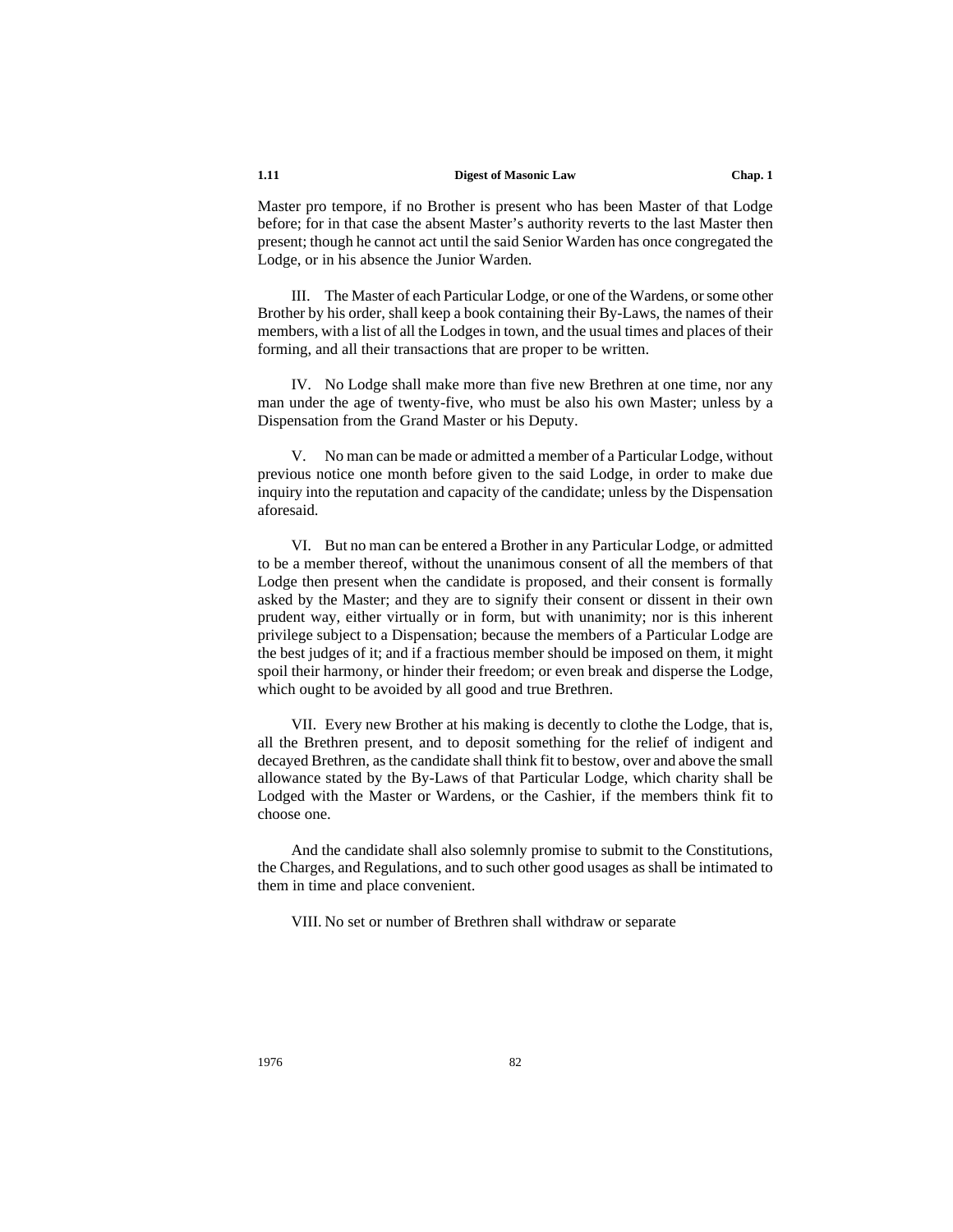Master pro tempore, if no Brother is present who has been Master of that Lodge before; for in that case the absent Master's authority reverts to the last Master then present; though he cannot act until the said Senior Warden has once congregated the Lodge, or in his absence the Junior Warden.

III. The Master of each Particular Lodge, or one of the Wardens, or some other Brother by his order, shall keep a book containing their By-Laws, the names of their members, with a list of all the Lodges in town, and the usual times and places of their forming, and all their transactions that are proper to be written.

IV. No Lodge shall make more than five new Brethren at one time, nor any man under the age of twenty-five, who must be also his own Master; unless by a Dispensation from the Grand Master or his Deputy.

V. No man can be made or admitted a member of a Particular Lodge, without previous notice one month before given to the said Lodge, in order to make due inquiry into the reputation and capacity of the candidate; unless by the Dispensation aforesaid.

VI. But no man can be entered a Brother in any Particular Lodge, or admitted to be a member thereof, without the unanimous consent of all the members of that Lodge then present when the candidate is proposed, and their consent is formally asked by the Master; and they are to signify their consent or dissent in their own prudent way, either virtually or in form, but with unanimity; nor is this inherent privilege subject to a Dispensation; because the members of a Particular Lodge are the best judges of it; and if a fractious member should be imposed on them, it might spoil their harmony, or hinder their freedom; or even break and disperse the Lodge, which ought to be avoided by all good and true Brethren.

VII. Every new Brother at his making is decently to clothe the Lodge, that is, all the Brethren present, and to deposit something for the relief of indigent and decayed Brethren, as the candidate shall think fit to bestow, over and above the small allowance stated by the By-Laws of that Particular Lodge, which charity shall be Lodged with the Master or Wardens, or the Cashier, if the members think fit to choose one.

And the candidate shall also solemnly promise to submit to the Constitutions, the Charges, and Regulations, and to such other good usages as shall be intimated to them in time and place convenient.

VIII. No set or number of Brethren shall withdraw or separate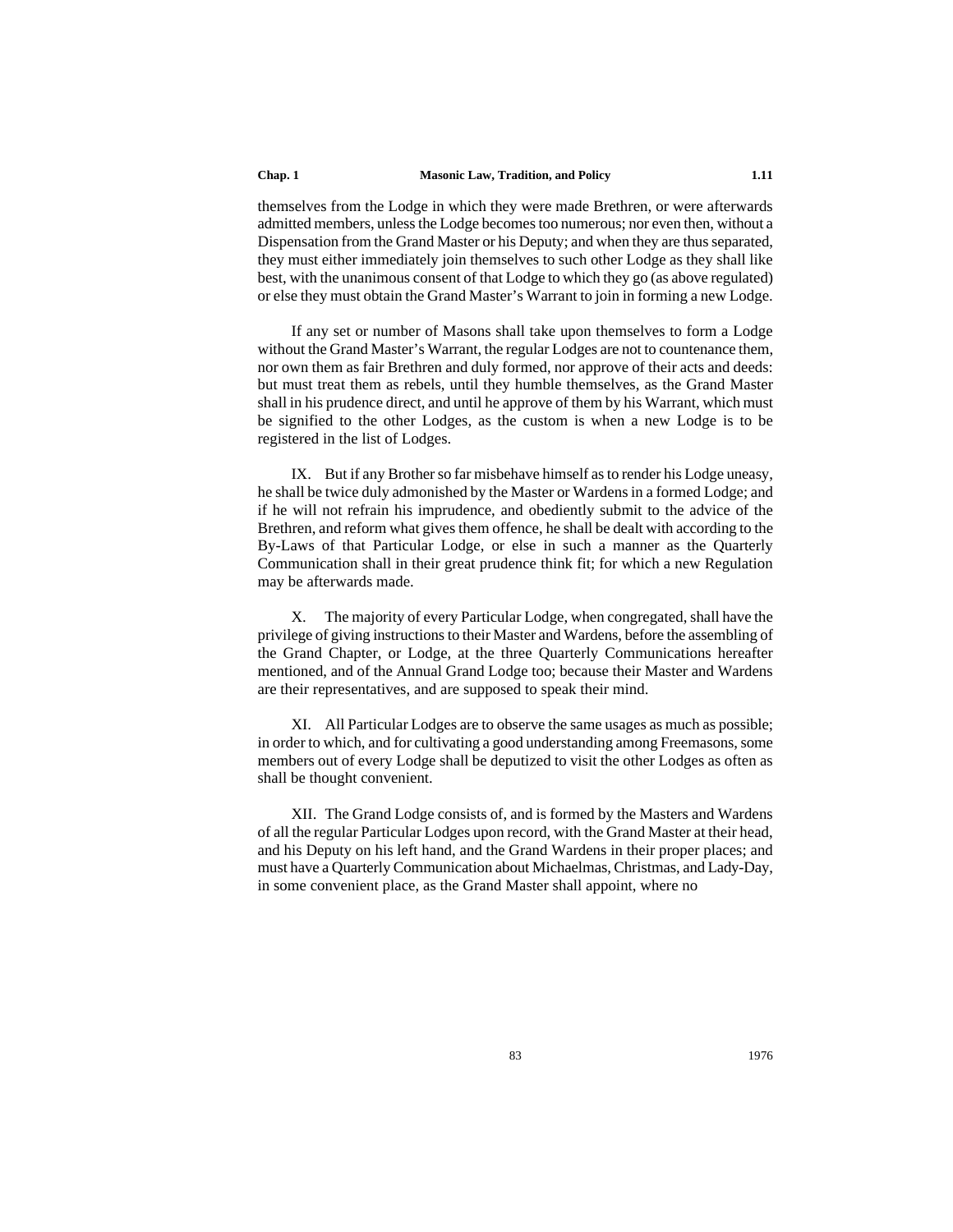themselves from the Lodge in which they were made Brethren, or were afterwards admitted members, unless the Lodge becomes too numerous; nor even then, without a Dispensation from the Grand Master or his Deputy; and when they are thus separated, they must either immediately join themselves to such other Lodge as they shall like best, with the unanimous consent of that Lodge to which they go (as above regulated) or else they must obtain the Grand Master's Warrant to join in forming a new Lodge.

If any set or number of Masons shall take upon themselves to form a Lodge without the Grand Master's Warrant, the regular Lodges are not to countenance them, nor own them as fair Brethren and duly formed, nor approve of their acts and deeds: but must treat them as rebels, until they humble themselves, as the Grand Master shall in his prudence direct, and until he approve of them by his Warrant, which must be signified to the other Lodges, as the custom is when a new Lodge is to be registered in the list of Lodges.

IX. But if any Brother so far misbehave himself as to render his Lodge uneasy, he shall be twice duly admonished by the Master or Wardens in a formed Lodge; and if he will not refrain his imprudence, and obediently submit to the advice of the Brethren, and reform what gives them offence, he shall be dealt with according to the By-Laws of that Particular Lodge, or else in such a manner as the Quarterly Communication shall in their great prudence think fit; for which a new Regulation may be afterwards made.

X. The majority of every Particular Lodge, when congregated, shall have the privilege of giving instructions to their Master and Wardens, before the assembling of the Grand Chapter, or Lodge, at the three Quarterly Communications hereafter mentioned, and of the Annual Grand Lodge too; because their Master and Wardens are their representatives, and are supposed to speak their mind.

XI. All Particular Lodges are to observe the same usages as much as possible; in order to which, and for cultivating a good understanding among Freemasons, some members out of every Lodge shall be deputized to visit the other Lodges as often as shall be thought convenient.

XII. The Grand Lodge consists of, and is formed by the Masters and Wardens of all the regular Particular Lodges upon record, with the Grand Master at their head, and his Deputy on his left hand, and the Grand Wardens in their proper places; and must have a Quarterly Communication about Michaelmas, Christmas, and Lady-Day, in some convenient place, as the Grand Master shall appoint, where no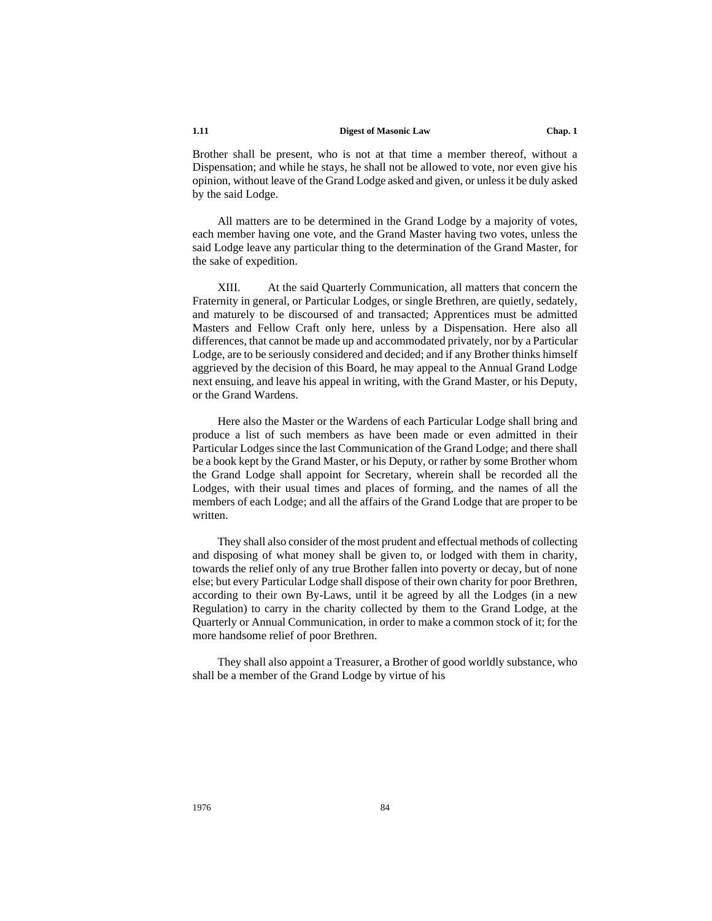Brother shall be present, who is not at that time a member thereof, without a Dispensation; and while he stays, he shall not be allowed to vote, nor even give his opinion, without leave of the Grand Lodge asked and given, or unless it be duly asked by the said Lodge.

All matters are to be determined in the Grand Lodge by a majority of votes, each member having one vote, and the Grand Master having two votes, unless the said Lodge leave any particular thing to the determination of the Grand Master, for the sake of expedition.

XIII. At the said Quarterly Communication, all matters that concern the Fraternity in general, or Particular Lodges, or single Brethren, are quietly, sedately, and maturely to be discoursed of and transacted; Apprentices must be admitted Masters and Fellow Craft only here, unless by a Dispensation. Here also all differences, that cannot be made up and accommodated privately, nor by a Particular Lodge, are to be seriously considered and decided; and if any Brother thinks himself aggrieved by the decision of this Board, he may appeal to the Annual Grand Lodge next ensuing, and leave his appeal in writing, with the Grand Master, or his Deputy, or the Grand Wardens.

Here also the Master or the Wardens of each Particular Lodge shall bring and produce a list of such members as have been made or even admitted in their Particular Lodges since the last Communication of the Grand Lodge; and there shall be a book kept by the Grand Master, or his Deputy, or rather by some Brother whom the Grand Lodge shall appoint for Secretary, wherein shall be recorded all the Lodges, with their usual times and places of forming, and the names of all the members of each Lodge; and all the affairs of the Grand Lodge that are proper to be written.

They shall also consider of the most prudent and effectual methods of collecting and disposing of what money shall be given to, or lodged with them in charity, towards the relief only of any true Brother fallen into poverty or decay, but of none else; but every Particular Lodge shall dispose of their own charity for poor Brethren, according to their own By-Laws, until it be agreed by all the Lodges (in a new Regulation) to carry in the charity collected by them to the Grand Lodge, at the Quarterly or Annual Communication, in order to make a common stock of it; for the more handsome relief of poor Brethren.

They shall also appoint a Treasurer, a Brother of good worldly substance, who shall be a member of the Grand Lodge by virtue of his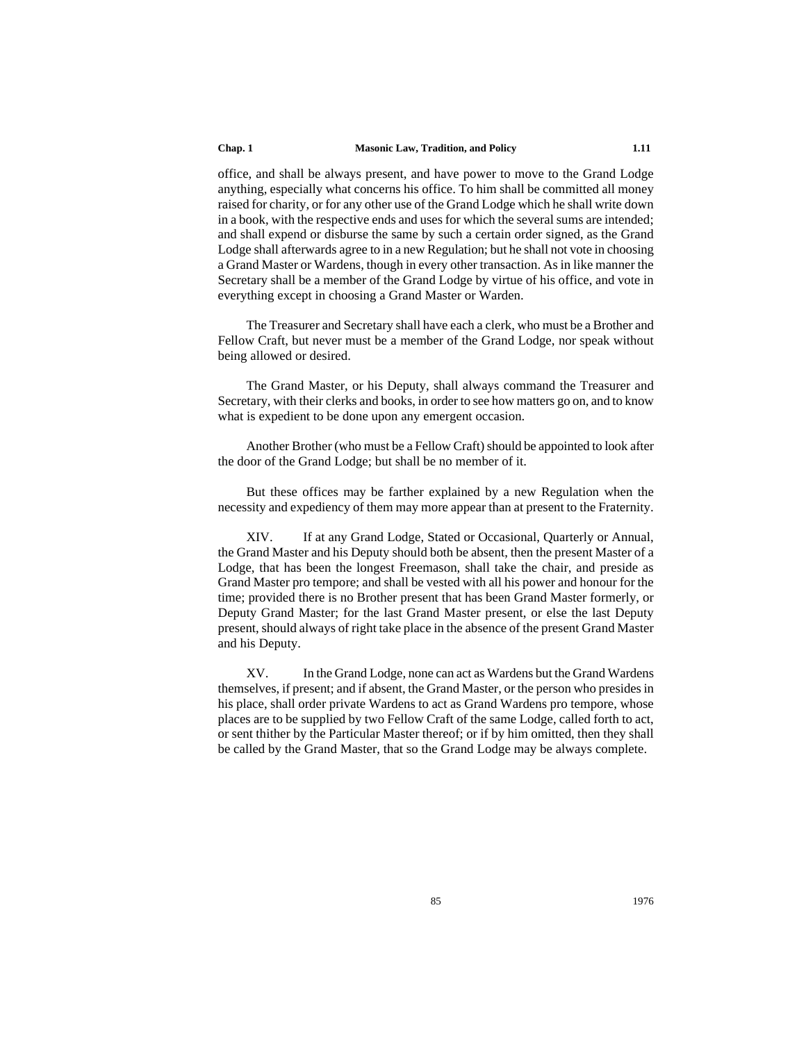office, and shall be always present, and have power to move to the Grand Lodge anything, especially what concerns his office. To him shall be committed all money raised for charity, or for any other use of the Grand Lodge which he shall write down in a book, with the respective ends and uses for which the several sums are intended; and shall expend or disburse the same by such a certain order signed, as the Grand Lodge shall afterwards agree to in a new Regulation; but he shall not vote in choosing a Grand Master or Wardens, though in every other transaction. As in like manner the Secretary shall be a member of the Grand Lodge by virtue of his office, and vote in everything except in choosing a Grand Master or Warden.

The Treasurer and Secretary shall have each a clerk, who must be a Brother and Fellow Craft, but never must be a member of the Grand Lodge, nor speak without being allowed or desired.

The Grand Master, or his Deputy, shall always command the Treasurer and Secretary, with their clerks and books, in order to see how matters go on, and to know what is expedient to be done upon any emergent occasion.

Another Brother (who must be a Fellow Craft) should be appointed to look after the door of the Grand Lodge; but shall be no member of it.

But these offices may be farther explained by a new Regulation when the necessity and expediency of them may more appear than at present to the Fraternity.

XIV. If at any Grand Lodge, Stated or Occasional, Quarterly or Annual, the Grand Master and his Deputy should both be absent, then the present Master of a Lodge, that has been the longest Freemason, shall take the chair, and preside as Grand Master pro tempore; and shall be vested with all his power and honour for the time; provided there is no Brother present that has been Grand Master formerly, or Deputy Grand Master; for the last Grand Master present, or else the last Deputy present, should always of right take place in the absence of the present Grand Master and his Deputy.

XV. In the Grand Lodge, none can act as Wardens but the Grand Wardens themselves, if present; and if absent, the Grand Master, or the person who presides in his place, shall order private Wardens to act as Grand Wardens pro tempore, whose places are to be supplied by two Fellow Craft of the same Lodge, called forth to act, or sent thither by the Particular Master thereof; or if by him omitted, then they shall be called by the Grand Master, that so the Grand Lodge may be always complete.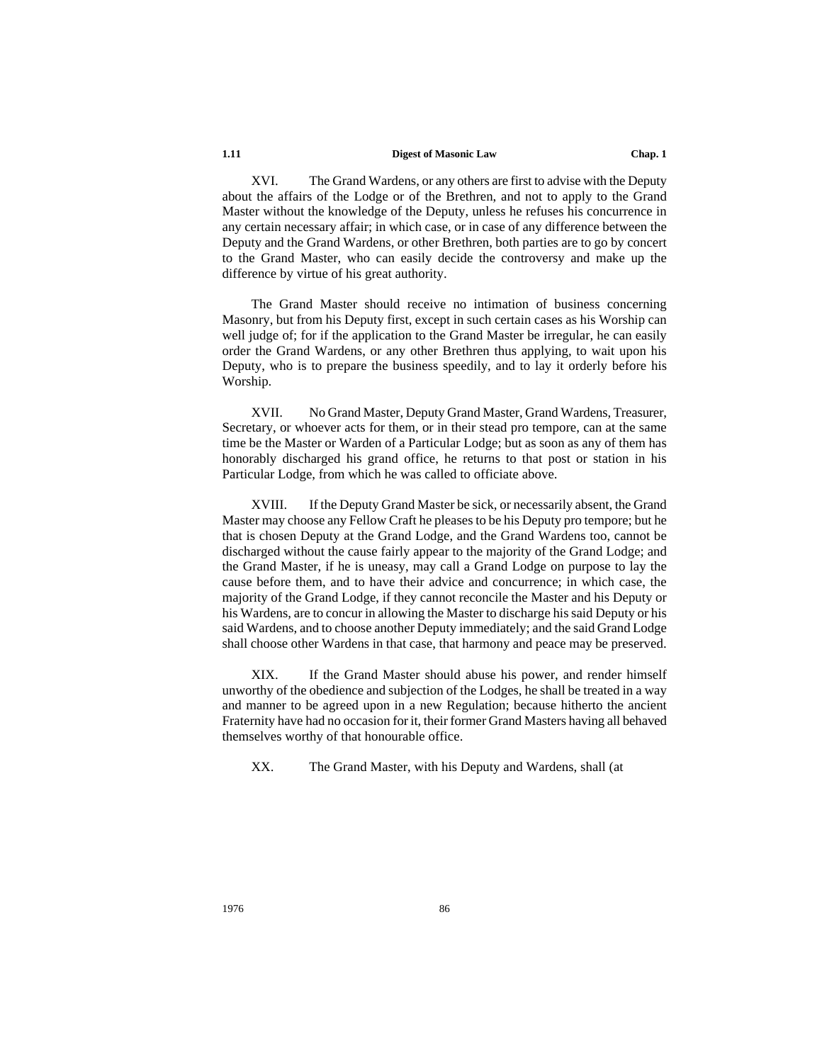XVI. The Grand Wardens, or any others are first to advise with the Deputy about the affairs of the Lodge or of the Brethren, and not to apply to the Grand Master without the knowledge of the Deputy, unless he refuses his concurrence in any certain necessary affair; in which case, or in case of any difference between the Deputy and the Grand Wardens, or other Brethren, both parties are to go by concert to the Grand Master, who can easily decide the controversy and make up the difference by virtue of his great authority.

The Grand Master should receive no intimation of business concerning Masonry, but from his Deputy first, except in such certain cases as his Worship can well judge of; for if the application to the Grand Master be irregular, he can easily order the Grand Wardens, or any other Brethren thus applying, to wait upon his Deputy, who is to prepare the business speedily, and to lay it orderly before his Worship.

XVII. No Grand Master, Deputy Grand Master, Grand Wardens, Treasurer, Secretary, or whoever acts for them, or in their stead pro tempore, can at the same time be the Master or Warden of a Particular Lodge; but as soon as any of them has honorably discharged his grand office, he returns to that post or station in his Particular Lodge, from which he was called to officiate above.

XVIII. If the Deputy Grand Master be sick, or necessarily absent, the Grand Master may choose any Fellow Craft he pleases to be his Deputy pro tempore; but he that is chosen Deputy at the Grand Lodge, and the Grand Wardens too, cannot be discharged without the cause fairly appear to the majority of the Grand Lodge; and the Grand Master, if he is uneasy, may call a Grand Lodge on purpose to lay the cause before them, and to have their advice and concurrence; in which case, the majority of the Grand Lodge, if they cannot reconcile the Master and his Deputy or his Wardens, are to concur in allowing the Master to discharge his said Deputy or his said Wardens, and to choose another Deputy immediately; and the said Grand Lodge shall choose other Wardens in that case, that harmony and peace may be preserved.

XIX. If the Grand Master should abuse his power, and render himself unworthy of the obedience and subjection of the Lodges, he shall be treated in a way and manner to be agreed upon in a new Regulation; because hitherto the ancient Fraternity have had no occasion for it, their former Grand Masters having all behaved themselves worthy of that honourable office.

XX. The Grand Master, with his Deputy and Wardens, shall (at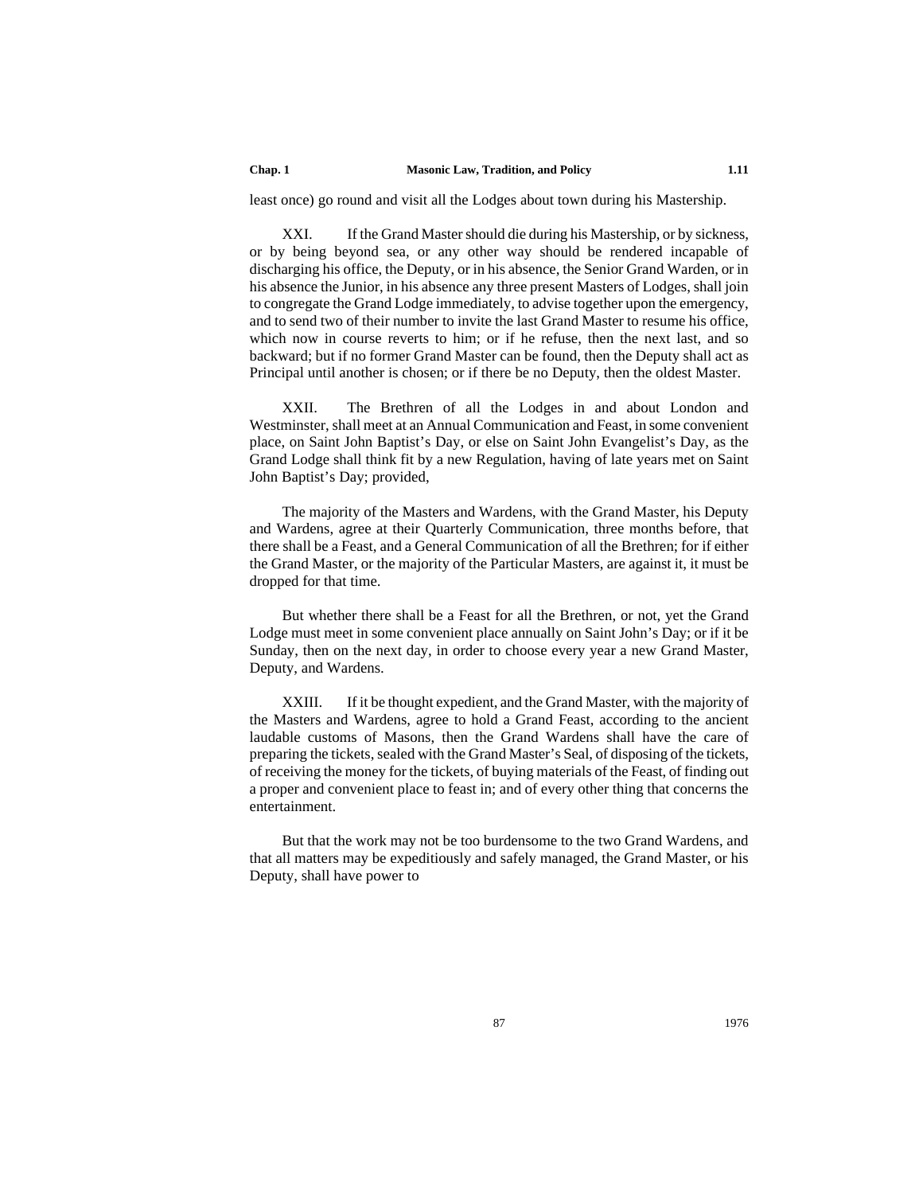least once) go round and visit all the Lodges about town during his Mastership.

XXI. If the Grand Master should die during his Mastership, or by sickness, or by being beyond sea, or any other way should be rendered incapable of discharging his office, the Deputy, or in his absence, the Senior Grand Warden, or in his absence the Junior, in his absence any three present Masters of Lodges, shall join to congregate the Grand Lodge immediately, to advise together upon the emergency, and to send two of their number to invite the last Grand Master to resume his office, which now in course reverts to him; or if he refuse, then the next last, and so backward; but if no former Grand Master can be found, then the Deputy shall act as Principal until another is chosen; or if there be no Deputy, then the oldest Master.

XXII. The Brethren of all the Lodges in and about London and Westminster, shall meet at an Annual Communication and Feast, in some convenient place, on Saint John Baptist's Day, or else on Saint John Evangelist's Day, as the Grand Lodge shall think fit by a new Regulation, having of late years met on Saint John Baptist's Day; provided,

The majority of the Masters and Wardens, with the Grand Master, his Deputy and Wardens, agree at their Quarterly Communication, three months before, that there shall be a Feast, and a General Communication of all the Brethren; for if either the Grand Master, or the majority of the Particular Masters, are against it, it must be dropped for that time.

But whether there shall be a Feast for all the Brethren, or not, yet the Grand Lodge must meet in some convenient place annually on Saint John's Day; or if it be Sunday, then on the next day, in order to choose every year a new Grand Master, Deputy, and Wardens.

XXIII. If it be thought expedient, and the Grand Master, with the majority of the Masters and Wardens, agree to hold a Grand Feast, according to the ancient laudable customs of Masons, then the Grand Wardens shall have the care of preparing the tickets, sealed with the Grand Master's Seal, of disposing of the tickets, of receiving the money for the tickets, of buying materials of the Feast, of finding out a proper and convenient place to feast in; and of every other thing that concerns the entertainment.

But that the work may not be too burdensome to the two Grand Wardens, and that all matters may be expeditiously and safely managed, the Grand Master, or his Deputy, shall have power to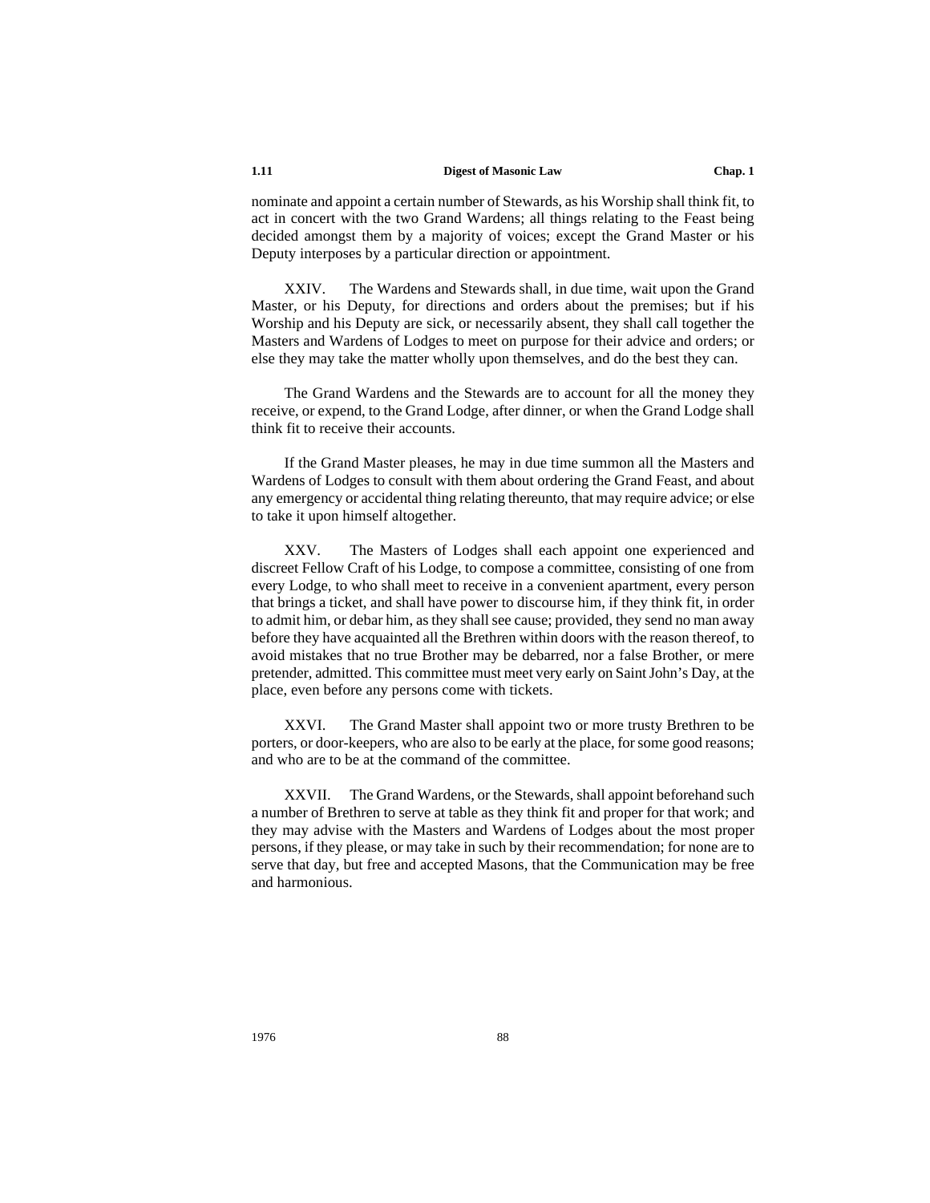nominate and appoint a certain number of Stewards, as his Worship shall think fit, to act in concert with the two Grand Wardens; all things relating to the Feast being decided amongst them by a majority of voices; except the Grand Master or his Deputy interposes by a particular direction or appointment.

XXIV. The Wardens and Stewards shall, in due time, wait upon the Grand Master, or his Deputy, for directions and orders about the premises; but if his Worship and his Deputy are sick, or necessarily absent, they shall call together the Masters and Wardens of Lodges to meet on purpose for their advice and orders; or else they may take the matter wholly upon themselves, and do the best they can.

The Grand Wardens and the Stewards are to account for all the money they receive, or expend, to the Grand Lodge, after dinner, or when the Grand Lodge shall think fit to receive their accounts.

If the Grand Master pleases, he may in due time summon all the Masters and Wardens of Lodges to consult with them about ordering the Grand Feast, and about any emergency or accidental thing relating thereunto, that may require advice; or else to take it upon himself altogether.

XXV. The Masters of Lodges shall each appoint one experienced and discreet Fellow Craft of his Lodge, to compose a committee, consisting of one from every Lodge, to who shall meet to receive in a convenient apartment, every person that brings a ticket, and shall have power to discourse him, if they think fit, in order to admit him, or debar him, as they shall see cause; provided, they send no man away before they have acquainted all the Brethren within doors with the reason thereof, to avoid mistakes that no true Brother may be debarred, nor a false Brother, or mere pretender, admitted. This committee must meet very early on Saint John's Day, at the place, even before any persons come with tickets.

XXVI. The Grand Master shall appoint two or more trusty Brethren to be porters, or door-keepers, who are also to be early at the place, for some good reasons; and who are to be at the command of the committee.

XXVII. The Grand Wardens, or the Stewards, shall appoint beforehand such a number of Brethren to serve at table as they think fit and proper for that work; and they may advise with the Masters and Wardens of Lodges about the most proper persons, if they please, or may take in such by their recommendation; for none are to serve that day, but free and accepted Masons, that the Communication may be free and harmonious.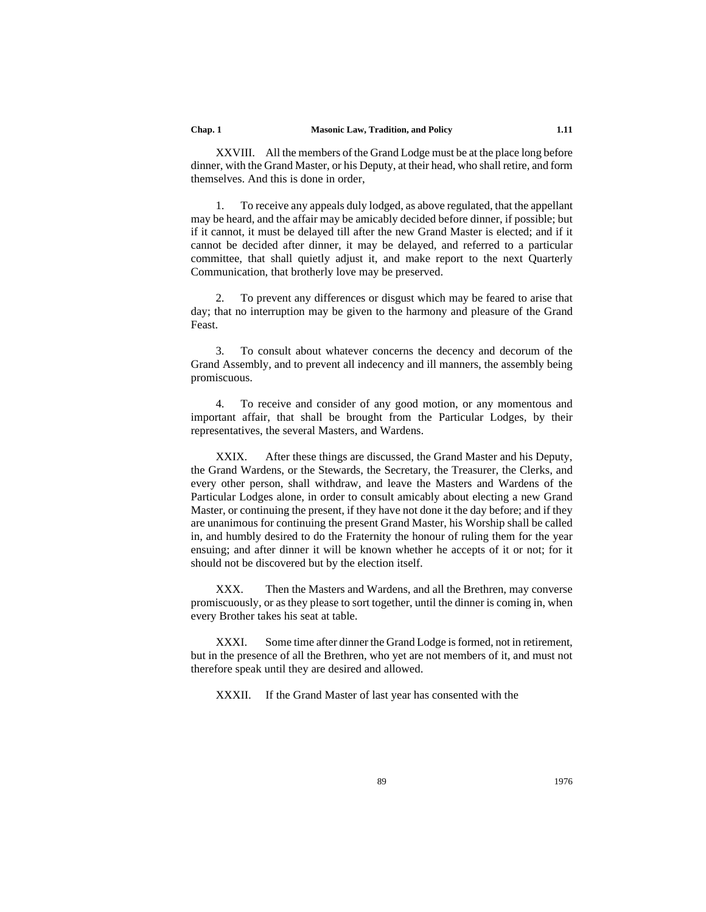XXVIII. All the members of the Grand Lodge must be at the place long before dinner, with the Grand Master, or his Deputy, at their head, who shall retire, and form themselves. And this is done in order,

1. To receive any appeals duly lodged, as above regulated, that the appellant may be heard, and the affair may be amicably decided before dinner, if possible; but if it cannot, it must be delayed till after the new Grand Master is elected; and if it cannot be decided after dinner, it may be delayed, and referred to a particular committee, that shall quietly adjust it, and make report to the next Quarterly Communication, that brotherly love may be preserved.

2. To prevent any differences or disgust which may be feared to arise that day; that no interruption may be given to the harmony and pleasure of the Grand Feast.

3. To consult about whatever concerns the decency and decorum of the Grand Assembly, and to prevent all indecency and ill manners, the assembly being promiscuous.

4. To receive and consider of any good motion, or any momentous and important affair, that shall be brought from the Particular Lodges, by their representatives, the several Masters, and Wardens.

XXIX. After these things are discussed, the Grand Master and his Deputy, the Grand Wardens, or the Stewards, the Secretary, the Treasurer, the Clerks, and every other person, shall withdraw, and leave the Masters and Wardens of the Particular Lodges alone, in order to consult amicably about electing a new Grand Master, or continuing the present, if they have not done it the day before; and if they are unanimous for continuing the present Grand Master, his Worship shall be called in, and humbly desired to do the Fraternity the honour of ruling them for the year ensuing; and after dinner it will be known whether he accepts of it or not; for it should not be discovered but by the election itself.

XXX. Then the Masters and Wardens, and all the Brethren, may converse promiscuously, or as they please to sort together, until the dinner is coming in, when every Brother takes his seat at table.

XXXI. Some time after dinner the Grand Lodge is formed, not in retirement, but in the presence of all the Brethren, who yet are not members of it, and must not therefore speak until they are desired and allowed.

XXXII. If the Grand Master of last year has consented with the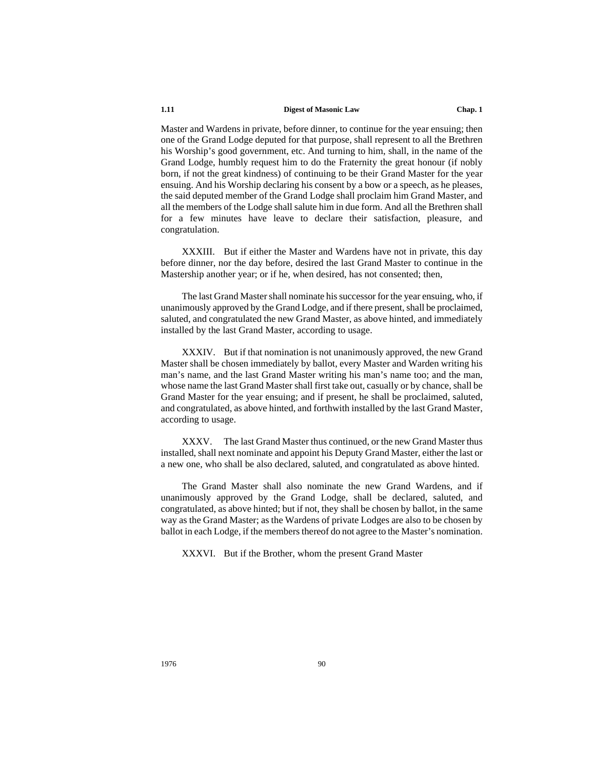Master and Wardens in private, before dinner, to continue for the year ensuing; then one of the Grand Lodge deputed for that purpose, shall represent to all the Brethren his Worship's good government, etc. And turning to him, shall, in the name of the Grand Lodge, humbly request him to do the Fraternity the great honour (if nobly born, if not the great kindness) of continuing to be their Grand Master for the year ensuing. And his Worship declaring his consent by a bow or a speech, as he pleases, the said deputed member of the Grand Lodge shall proclaim him Grand Master, and all the members of the Lodge shall salute him in due form. And all the Brethren shall for a few minutes have leave to declare their satisfaction, pleasure, and congratulation.

XXXIII. But if either the Master and Wardens have not in private, this day before dinner, nor the day before, desired the last Grand Master to continue in the Mastership another year; or if he, when desired, has not consented; then,

The last Grand Master shall nominate his successor for the year ensuing, who, if unanimously approved by the Grand Lodge, and if there present, shall be proclaimed, saluted, and congratulated the new Grand Master, as above hinted, and immediately installed by the last Grand Master, according to usage.

XXXIV. But if that nomination is not unanimously approved, the new Grand Master shall be chosen immediately by ballot, every Master and Warden writing his man's name, and the last Grand Master writing his man's name too; and the man, whose name the last Grand Master shall first take out, casually or by chance, shall be Grand Master for the year ensuing; and if present, he shall be proclaimed, saluted, and congratulated, as above hinted, and forthwith installed by the last Grand Master, according to usage.

XXXV. The last Grand Master thus continued, or the new Grand Master thus installed, shall next nominate and appoint his Deputy Grand Master, either the last or a new one, who shall be also declared, saluted, and congratulated as above hinted.

The Grand Master shall also nominate the new Grand Wardens, and if unanimously approved by the Grand Lodge, shall be declared, saluted, and congratulated, as above hinted; but if not, they shall be chosen by ballot, in the same way as the Grand Master; as the Wardens of private Lodges are also to be chosen by ballot in each Lodge, if the members thereof do not agree to the Master's nomination.

XXXVI. But if the Brother, whom the present Grand Master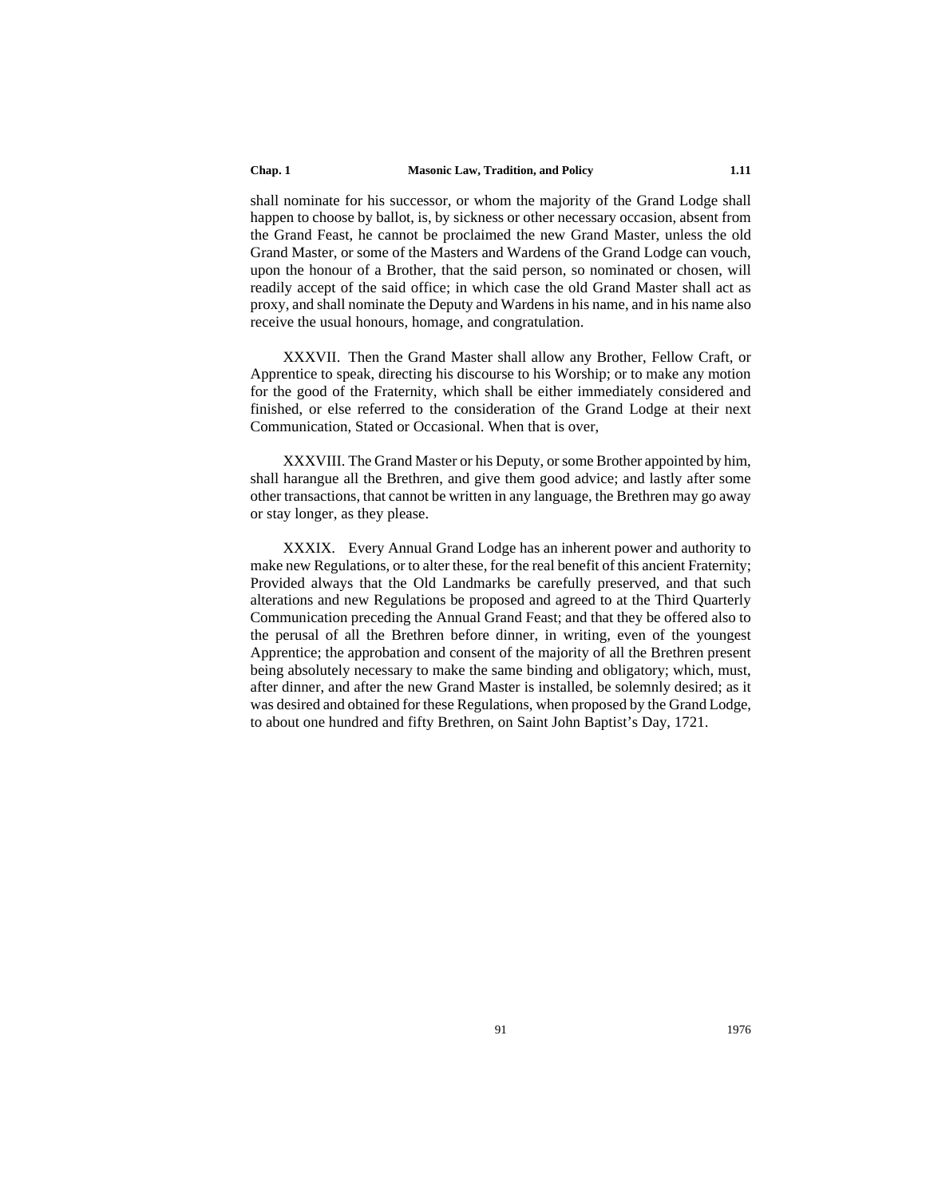shall nominate for his successor, or whom the majority of the Grand Lodge shall happen to choose by ballot, is, by sickness or other necessary occasion, absent from the Grand Feast, he cannot be proclaimed the new Grand Master, unless the old Grand Master, or some of the Masters and Wardens of the Grand Lodge can vouch, upon the honour of a Brother, that the said person, so nominated or chosen, will readily accept of the said office; in which case the old Grand Master shall act as proxy, and shall nominate the Deputy and Wardens in his name, and in his name also receive the usual honours, homage, and congratulation.

XXXVII. Then the Grand Master shall allow any Brother, Fellow Craft, or Apprentice to speak, directing his discourse to his Worship; or to make any motion for the good of the Fraternity, which shall be either immediately considered and finished, or else referred to the consideration of the Grand Lodge at their next Communication, Stated or Occasional. When that is over,

XXXVIII. The Grand Master or his Deputy, or some Brother appointed by him, shall harangue all the Brethren, and give them good advice; and lastly after some other transactions, that cannot be written in any language, the Brethren may go away or stay longer, as they please.

XXXIX. Every Annual Grand Lodge has an inherent power and authority to make new Regulations, or to alter these, for the real benefit of this ancient Fraternity; Provided always that the Old Landmarks be carefully preserved, and that such alterations and new Regulations be proposed and agreed to at the Third Quarterly Communication preceding the Annual Grand Feast; and that they be offered also to the perusal of all the Brethren before dinner, in writing, even of the youngest Apprentice; the approbation and consent of the majority of all the Brethren present being absolutely necessary to make the same binding and obligatory; which, must, after dinner, and after the new Grand Master is installed, be solemnly desired; as it was desired and obtained for these Regulations, when proposed by the Grand Lodge, to about one hundred and fifty Brethren, on Saint John Baptist's Day, 1721.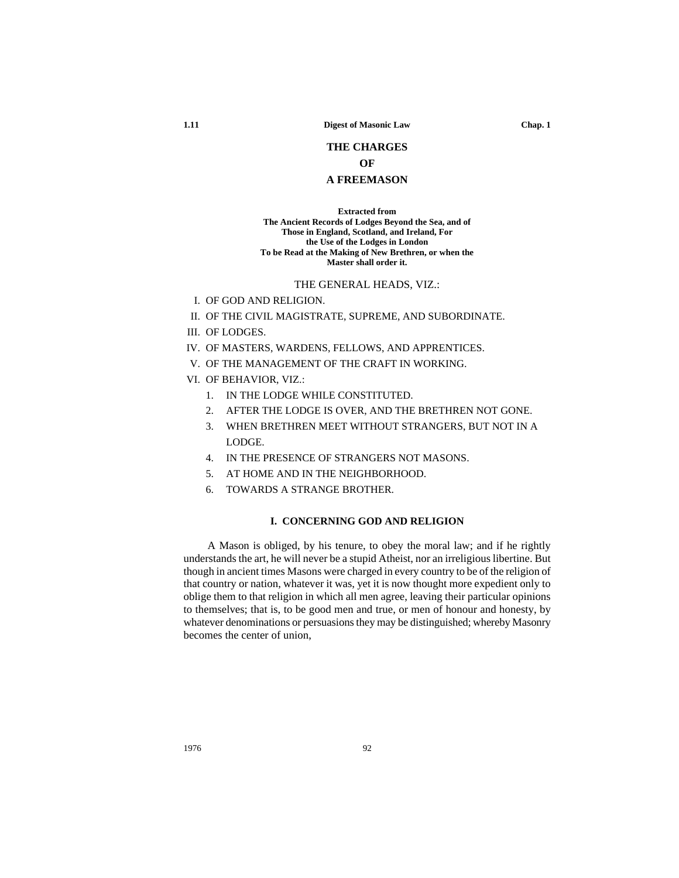# THE CHARGES
# OF
# A FREEMASON

**Extracted from**
**The Ancient Records of Lodges Beyond the Sea, and of Those in England, Scotland, and Ireland, For the Use of the Lodges in London**
**To be Read at the Making of New Brethren, or when the Master shall order it.**

THE GENERAL HEADS, VIZ.:

I. OF GOD AND RELIGION.
II. OF THE CIVIL MAGISTRATE, SUPREME, AND SUBORDINATE.
III. OF LODGES.
IV. OF MASTERS, WARDENS, FELLOWS, AND APPRENTICES.
V. OF THE MANAGEMENT OF THE CRAFT IN WORKING.
VI. OF BEHAVIOR, VIZ.:
   1. IN THE LODGE WHILE CONSTITUTED.
   2. AFTER THE LODGE IS OVER, AND THE BRETHREN NOT GONE.
   3. WHEN BRETHREN MEET WITHOUT STRANGERS, BUT NOT IN A LODGE.
   4. IN THE PRESENCE OF STRANGERS NOT MASONS.
   5. AT HOME AND IN THE NEIGHBORHOOD.
   6. TOWARDS A STRANGE BROTHER.

### I. CONCERNING GOD AND RELIGION

A Mason is obliged, by his tenure, to obey the moral law; and if he rightly understands the art, he will never be a stupid Atheist, nor an irreligious libertine. But though in ancient times Masons were charged in every country to be of the religion of that country or nation, whatever it was, yet it is now thought more expedient only to oblige them to that religion in which all men agree, leaving their particular opinions to themselves; that is, to be good men and true, or men of honour and honesty, by whatever denominations or persuasions they may be distinguished; whereby Masonry becomes the center of union,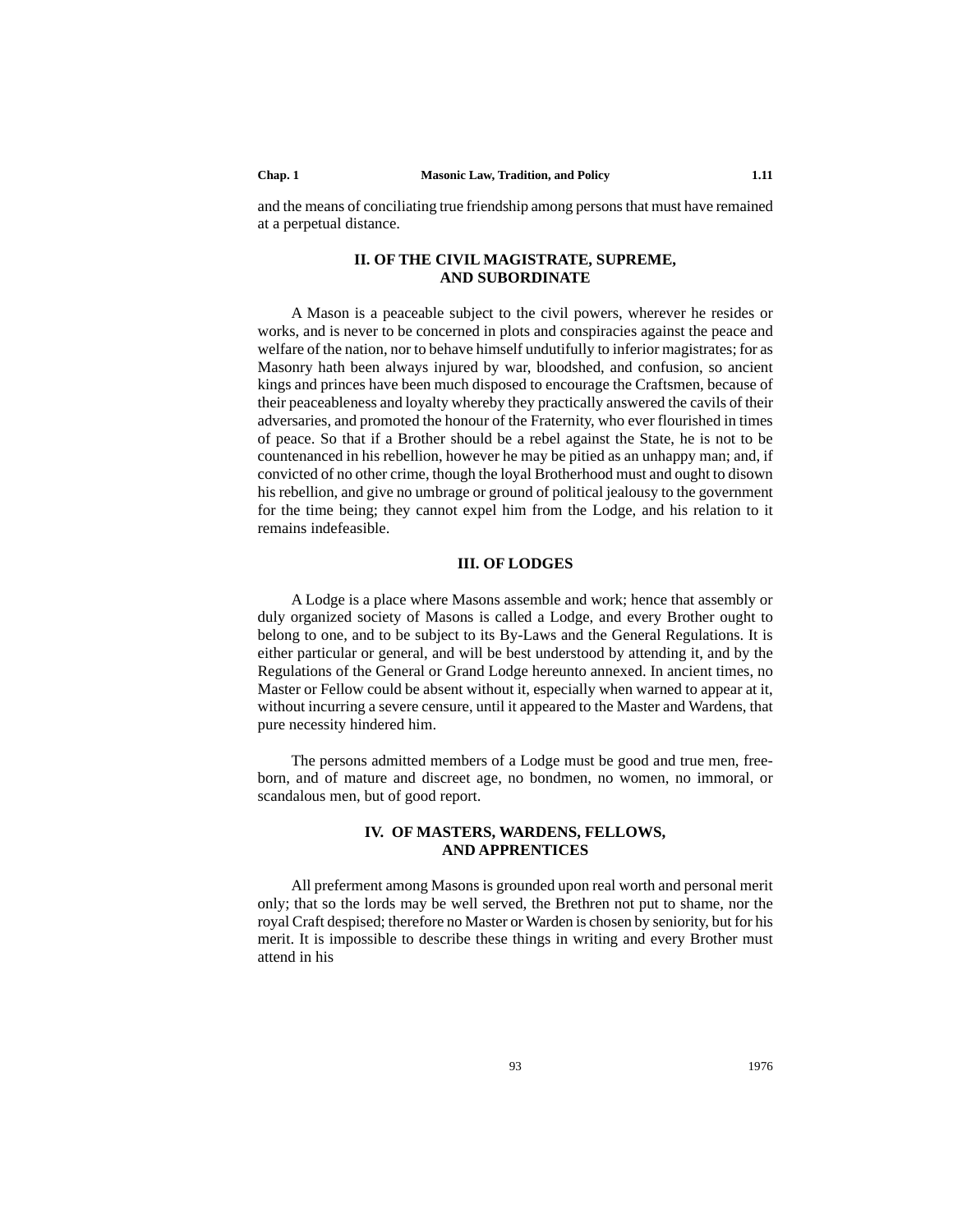and the means of conciliating true friendship among persons that must have remained at a perpetual distance.

## II. OF THE CIVIL MAGISTRATE, SUPREME, AND SUBORDINATE

A Mason is a peaceable subject to the civil powers, wherever he resides or works, and is never to be concerned in plots and conspiracies against the peace and welfare of the nation, nor to behave himself undutifully to inferior magistrates; for as Masonry hath been always injured by war, bloodshed, and confusion, so ancient kings and princes have been much disposed to encourage the Craftsmen, because of their peaceableness and loyalty whereby they practically answered the cavils of their adversaries, and promoted the honour of the Fraternity, who ever flourished in times of peace. So that if a Brother should be a rebel against the State, he is not to be countenanced in his rebellion, however he may be pitied as an unhappy man; and, if convicted of no other crime, though the loyal Brotherhood must and ought to disown his rebellion, and give no umbrage or ground of political jealousy to the government for the time being; they cannot expel him from the Lodge, and his relation to it remains indefeasible.

## III. OF LODGES

A Lodge is a place where Masons assemble and work; hence that assembly or duly organized society of Masons is called a Lodge, and every Brother ought to belong to one, and to be subject to its By-Laws and the General Regulations. It is either particular or general, and will be best understood by attending it, and by the Regulations of the General or Grand Lodge hereunto annexed. In ancient times, no Master or Fellow could be absent without it, especially when warned to appear at it, without incurring a severe censure, until it appeared to the Master and Wardens, that pure necessity hindered him.

The persons admitted members of a Lodge must be good and true men, free-born, and of mature and discreet age, no bondmen, no women, no immoral, or scandalous men, but of good report.

## IV. OF MASTERS, WARDENS, FELLOWS, AND APPRENTICES

All preferment among Masons is grounded upon real worth and personal merit only; that so the lords may be well served, the Brethren not put to shame, nor the royal Craft despised; therefore no Master or Warden is chosen by seniority, but for his merit. It is impossible to describe these things in writing and every Brother must attend in his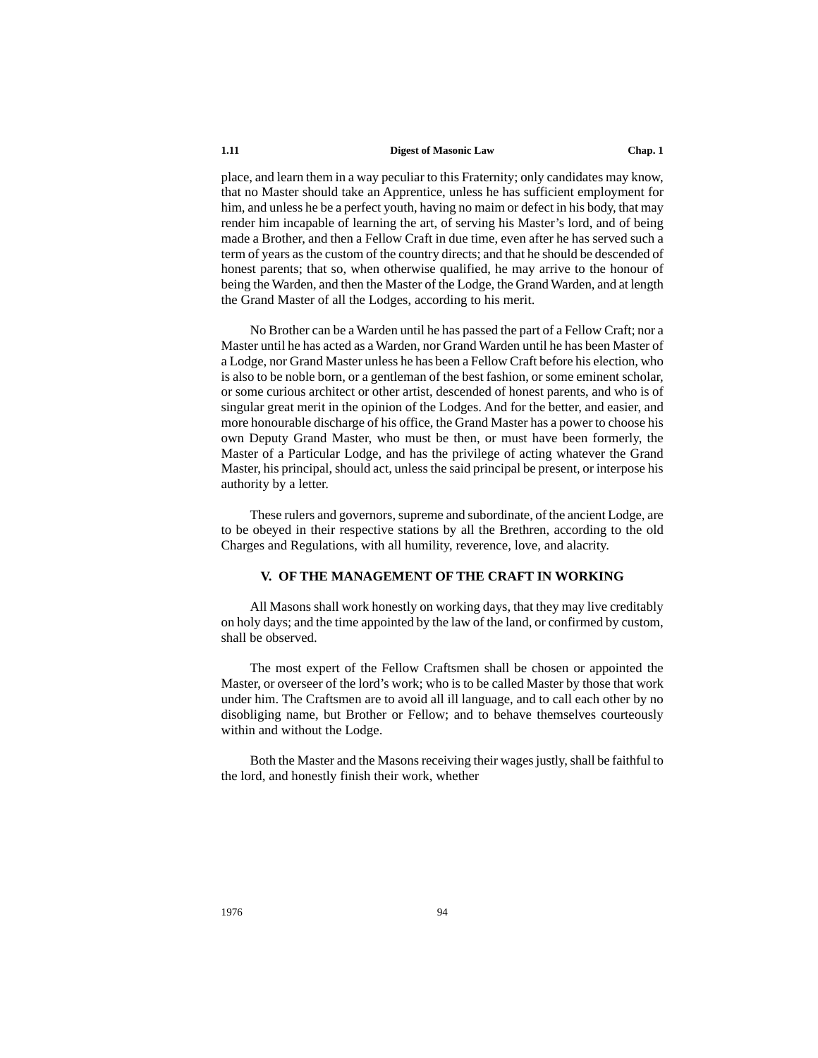place, and learn them in a way peculiar to this Fraternity; only candidates may know, that no Master should take an Apprentice, unless he has sufficient employment for him, and unless he be a perfect youth, having no maim or defect in his body, that may render him incapable of learning the art, of serving his Master's lord, and of being made a Brother, and then a Fellow Craft in due time, even after he has served such a term of years as the custom of the country directs; and that he should be descended of honest parents; that so, when otherwise qualified, he may arrive to the honour of being the Warden, and then the Master of the Lodge, the Grand Warden, and at length the Grand Master of all the Lodges, according to his merit.

No Brother can be a Warden until he has passed the part of a Fellow Craft; nor a Master until he has acted as a Warden, nor Grand Warden until he has been Master of a Lodge, nor Grand Master unless he has been a Fellow Craft before his election, who is also to be noble born, or a gentleman of the best fashion, or some eminent scholar, or some curious architect or other artist, descended of honest parents, and who is of singular great merit in the opinion of the Lodges. And for the better, and easier, and more honourable discharge of his office, the Grand Master has a power to choose his own Deputy Grand Master, who must be then, or must have been formerly, the Master of a Particular Lodge, and has the privilege of acting whatever the Grand Master, his principal, should act, unless the said principal be present, or interpose his authority by a letter.

These rulers and governors, supreme and subordinate, of the ancient Lodge, are to be obeyed in their respective stations by all the Brethren, according to the old Charges and Regulations, with all humility, reverence, love, and alacrity.

### V. OF THE MANAGEMENT OF THE CRAFT IN WORKING

All Masons shall work honestly on working days, that they may live creditably on holy days; and the time appointed by the law of the land, or confirmed by custom, shall be observed.

The most expert of the Fellow Craftsmen shall be chosen or appointed the Master, or overseer of the lord's work; who is to be called Master by those that work under him. The Craftsmen are to avoid all ill language, and to call each other by no disobliging name, but Brother or Fellow; and to behave themselves courteously within and without the Lodge.

Both the Master and the Masons receiving their wages justly, shall be faithful to the lord, and honestly finish their work, whether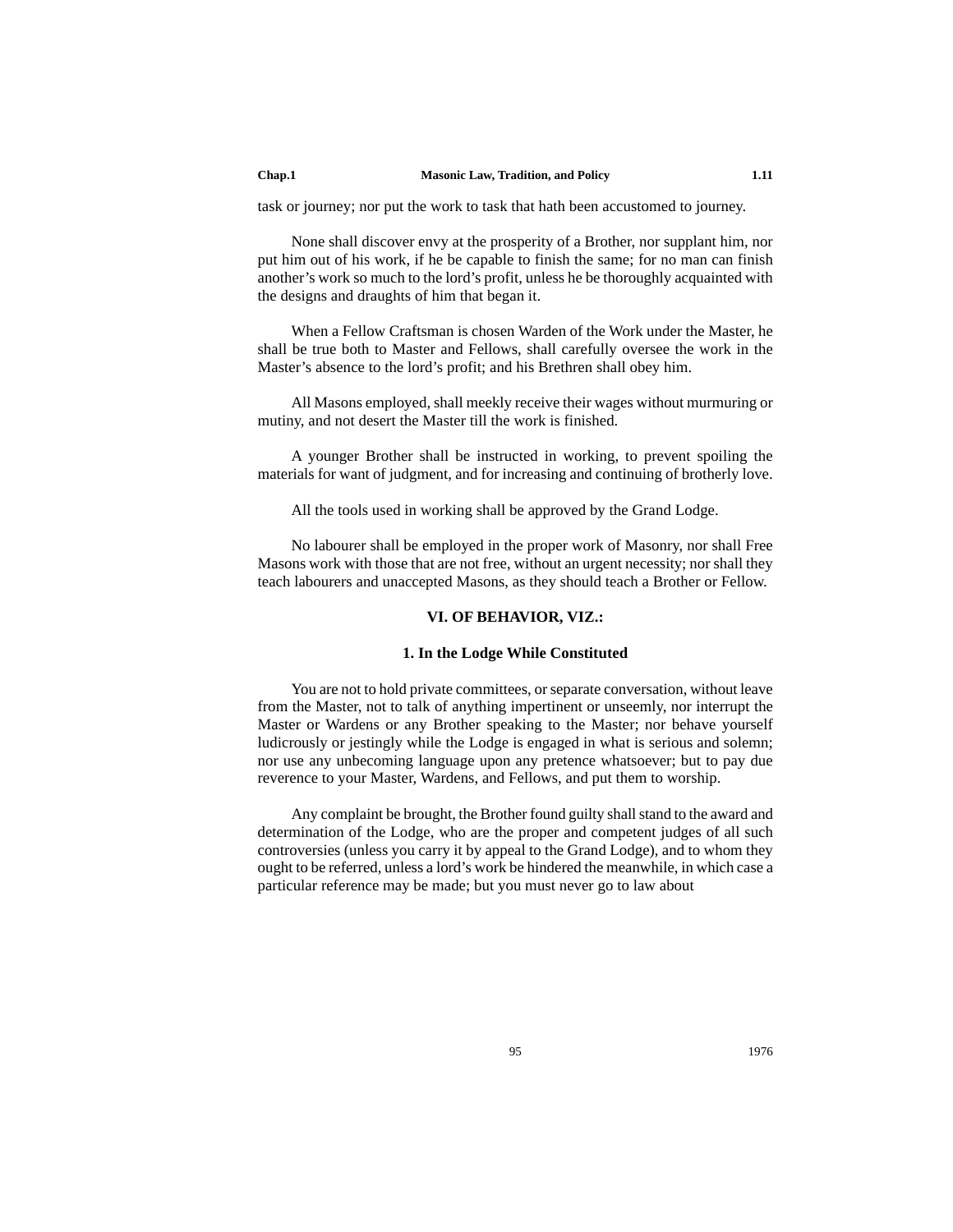task or journey; nor put the work to task that hath been accustomed to journey.

None shall discover envy at the prosperity of a Brother, nor supplant him, nor put him out of his work, if he be capable to finish the same; for no man can finish another's work so much to the lord's profit, unless he be thoroughly acquainted with the designs and draughts of him that began it.

When a Fellow Craftsman is chosen Warden of the Work under the Master, he shall be true both to Master and Fellows, shall carefully oversee the work in the Master's absence to the lord's profit; and his Brethren shall obey him.

All Masons employed, shall meekly receive their wages without murmuring or mutiny, and not desert the Master till the work is finished.

A younger Brother shall be instructed in working, to prevent spoiling the materials for want of judgment, and for increasing and continuing of brotherly love.

All the tools used in working shall be approved by the Grand Lodge.

No labourer shall be employed in the proper work of Masonry, nor shall Free Masons work with those that are not free, without an urgent necessity; nor shall they teach labourers and unaccepted Masons, as they should teach a Brother or Fellow.

## VI. OF BEHAVIOR, VIZ.:

### 1. In the Lodge While Constituted

You are not to hold private committees, or separate conversation, without leave from the Master, not to talk of anything impertinent or unseemly, nor interrupt the Master or Wardens or any Brother speaking to the Master; nor behave yourself ludicrously or jestingly while the Lodge is engaged in what is serious and solemn; nor use any unbecoming language upon any pretence whatsoever; but to pay due reverence to your Master, Wardens, and Fellows, and put them to worship.

Any complaint be brought, the Brother found guilty shall stand to the award and determination of the Lodge, who are the proper and competent judges of all such controversies (unless you carry it by appeal to the Grand Lodge), and to whom they ought to be referred, unless a lord's work be hindered the meanwhile, in which case a particular reference may be made; but you must never go to law about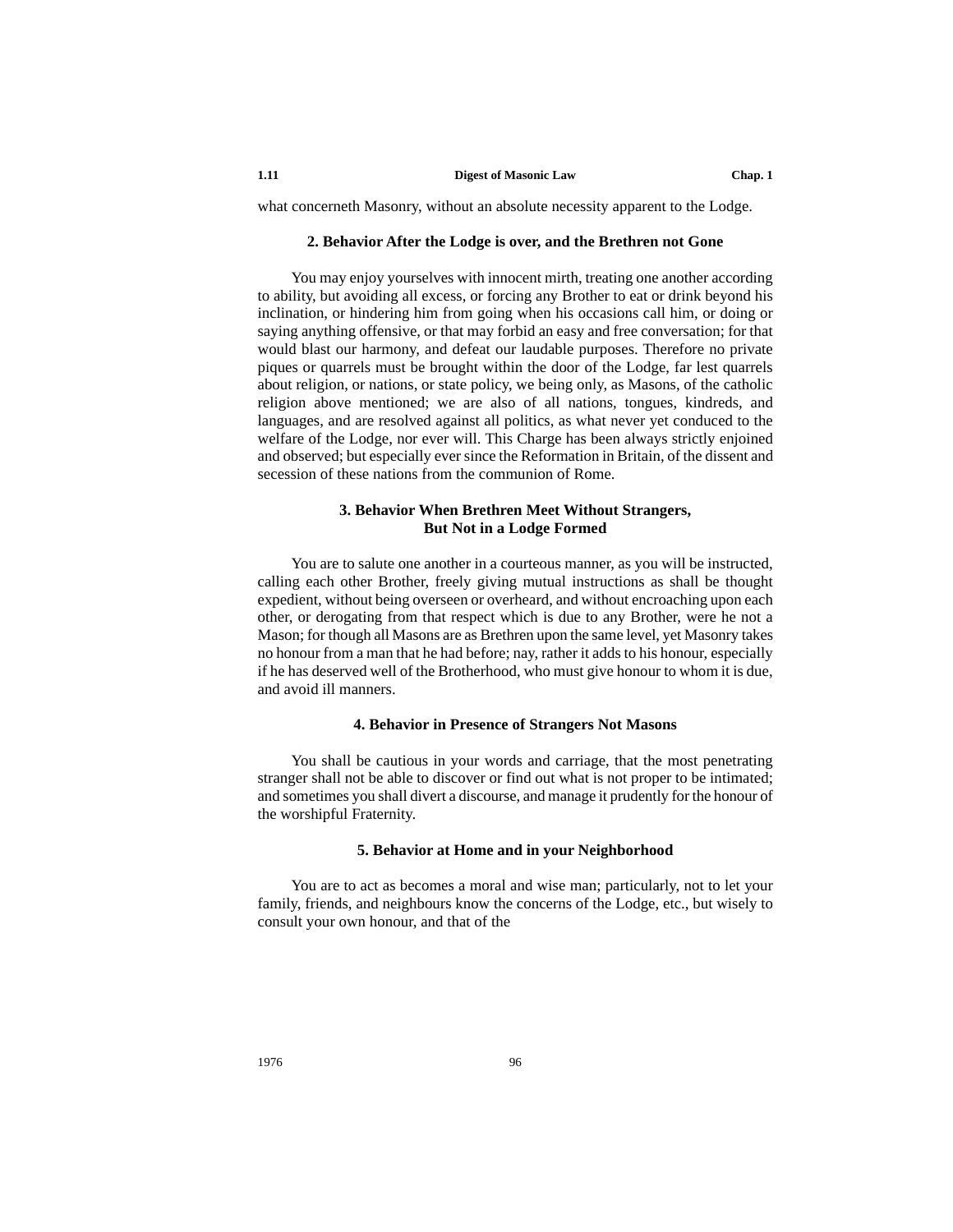what concerneth Masonry, without an absolute necessity apparent to the Lodge.

### 2. Behavior After the Lodge is over, and the Brethren not Gone

You may enjoy yourselves with innocent mirth, treating one another according to ability, but avoiding all excess, or forcing any Brother to eat or drink beyond his inclination, or hindering him from going when his occasions call him, or doing or saying anything offensive, or that may forbid an easy and free conversation; for that would blast our harmony, and defeat our laudable purposes. Therefore no private piques or quarrels must be brought within the door of the Lodge, far lest quarrels about religion, or nations, or state policy, we being only, as Masons, of the catholic religion above mentioned; we are also of all nations, tongues, kindreds, and languages, and are resolved against all politics, as what never yet conduced to the welfare of the Lodge, nor ever will. This Charge has been always strictly enjoined and observed; but especially ever since the Reformation in Britain, of the dissent and secession of these nations from the communion of Rome.

### 3. Behavior When Brethren Meet Without Strangers, But Not in a Lodge Formed

You are to salute one another in a courteous manner, as you will be instructed, calling each other Brother, freely giving mutual instructions as shall be thought expedient, without being overseen or overheard, and without encroaching upon each other, or derogating from that respect which is due to any Brother, were he not a Mason; for though all Masons are as Brethren upon the same level, yet Masonry takes no honour from a man that he had before; nay, rather it adds to his honour, especially if he has deserved well of the Brotherhood, who must give honour to whom it is due, and avoid ill manners.

### 4. Behavior in Presence of Strangers Not Masons

You shall be cautious in your words and carriage, that the most penetrating stranger shall not be able to discover or find out what is not proper to be intimated; and sometimes you shall divert a discourse, and manage it prudently for the honour of the worshipful Fraternity.

### 5. Behavior at Home and in your Neighborhood

You are to act as becomes a moral and wise man; particularly, not to let your family, friends, and neighbours know the concerns of the Lodge, etc., but wisely to consult your own honour, and that of the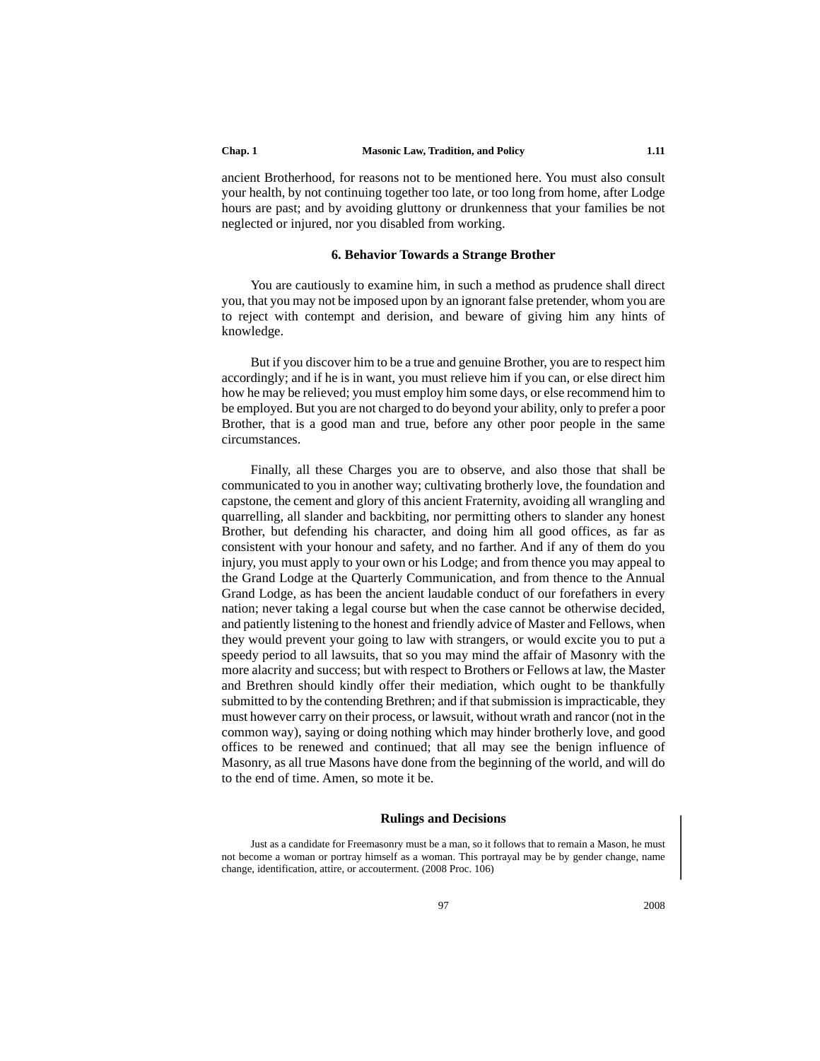ancient Brotherhood, for reasons not to be mentioned here. You must also consult your health, by not continuing together too late, or too long from home, after Lodge hours are past; and by avoiding gluttony or drunkenness that your families be not neglected or injured, nor you disabled from working.

### 6. Behavior Towards a Strange Brother

You are cautiously to examine him, in such a method as prudence shall direct you, that you may not be imposed upon by an ignorant false pretender, whom you are to reject with contempt and derision, and beware of giving him any hints of knowledge.

But if you discover him to be a true and genuine Brother, you are to respect him accordingly; and if he is in want, you must relieve him if you can, or else direct him how he may be relieved; you must employ him some days, or else recommend him to be employed. But you are not charged to do beyond your ability, only to prefer a poor Brother, that is a good man and true, before any other poor people in the same circumstances.

Finally, all these Charges you are to observe, and also those that shall be communicated to you in another way; cultivating brotherly love, the foundation and capstone, the cement and glory of this ancient Fraternity, avoiding all wrangling and quarrelling, all slander and backbiting, nor permitting others to slander any honest Brother, but defending his character, and doing him all good offices, as far as consistent with your honour and safety, and no farther. And if any of them do you injury, you must apply to your own or his Lodge; and from thence you may appeal to the Grand Lodge at the Quarterly Communication, and from thence to the Annual Grand Lodge, as has been the ancient laudable conduct of our forefathers in every nation; never taking a legal course but when the case cannot be otherwise decided, and patiently listening to the honest and friendly advice of Master and Fellows, when they would prevent your going to law with strangers, or would excite you to put a speedy period to all lawsuits, that so you may mind the affair of Masonry with the more alacrity and success; but with respect to Brothers or Fellows at law, the Master and Brethren should kindly offer their mediation, which ought to be thankfully submitted to by the contending Brethren; and if that submission is impracticable, they must however carry on their process, or lawsuit, without wrath and rancor (not in the common way), saying or doing nothing which may hinder brotherly love, and good offices to be renewed and continued; that all may see the benign influence of Masonry, as all true Masons have done from the beginning of the world, and will do to the end of time. Amen, so mote it be.

### Rulings and Decisions

Just as a candidate for Freemasonry must be a man, so it follows that to remain a Mason, he must not become a woman or portray himself as a woman. This portrayal may be by gender change, name change, identification, attire, or accouterment. (2008 Proc. 106)